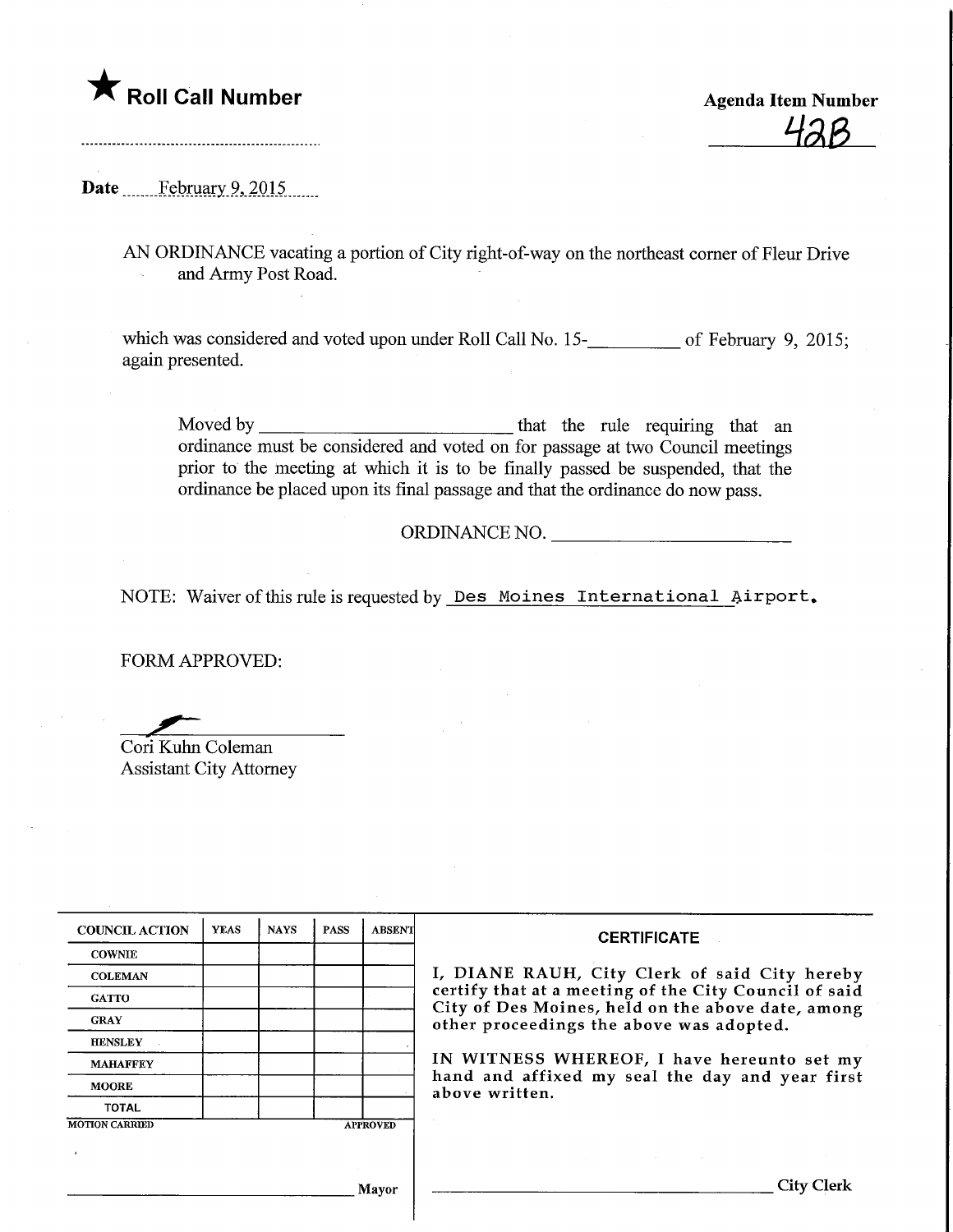★ **Roll Call Number**

..............................................................

**Agenda Item Number**

42B

**Date** February 9, 2015

AN ORDINANCE vacating a portion of City right-of-way on the northeast corner of Fleur Drive and Army Post Road.

which was considered and voted upon under Roll Call No. 15-__________ of February 9, 2015; again presented.

Moved by ____________________________ that the rule requiring that an ordinance must be considered and voted on for passage at two Council meetings prior to the meeting at which it is to be finally passed be suspended, that the ordinance be placed upon its final passage and that the ordinance do now pass.

ORDINANCE NO. ____________________________

NOTE: Waiver of this rule is requested by Des Moines International Airport.

FORM APPROVED:

Cori Kuhn Coleman
Assistant City Attorney

| COUNCIL ACTION | YEAS | NAYS | PASS | ABSENT |
|---|---|---|---|---|
| COWNIE | | | | |
| COLEMAN | | | | |
| GATTO | | | | |
| GRAY | | | | |
| HENSLEY | | | | |
| MAHAFFEY | | | | |
| MOORE | | | | |
| TOTAL | | | | |

MOTION CARRIED APPROVED

______________________________ Mayor

**CERTIFICATE**

I, DIANE RAUH, City Clerk of said City hereby certify that at a meeting of the City Council of said City of Des Moines, held on the above date, among other proceedings the above was adopted.

IN WITNESS WHEREOF, I have hereunto set my hand and affixed my seal the day and year first above written.

______________________________ City Clerk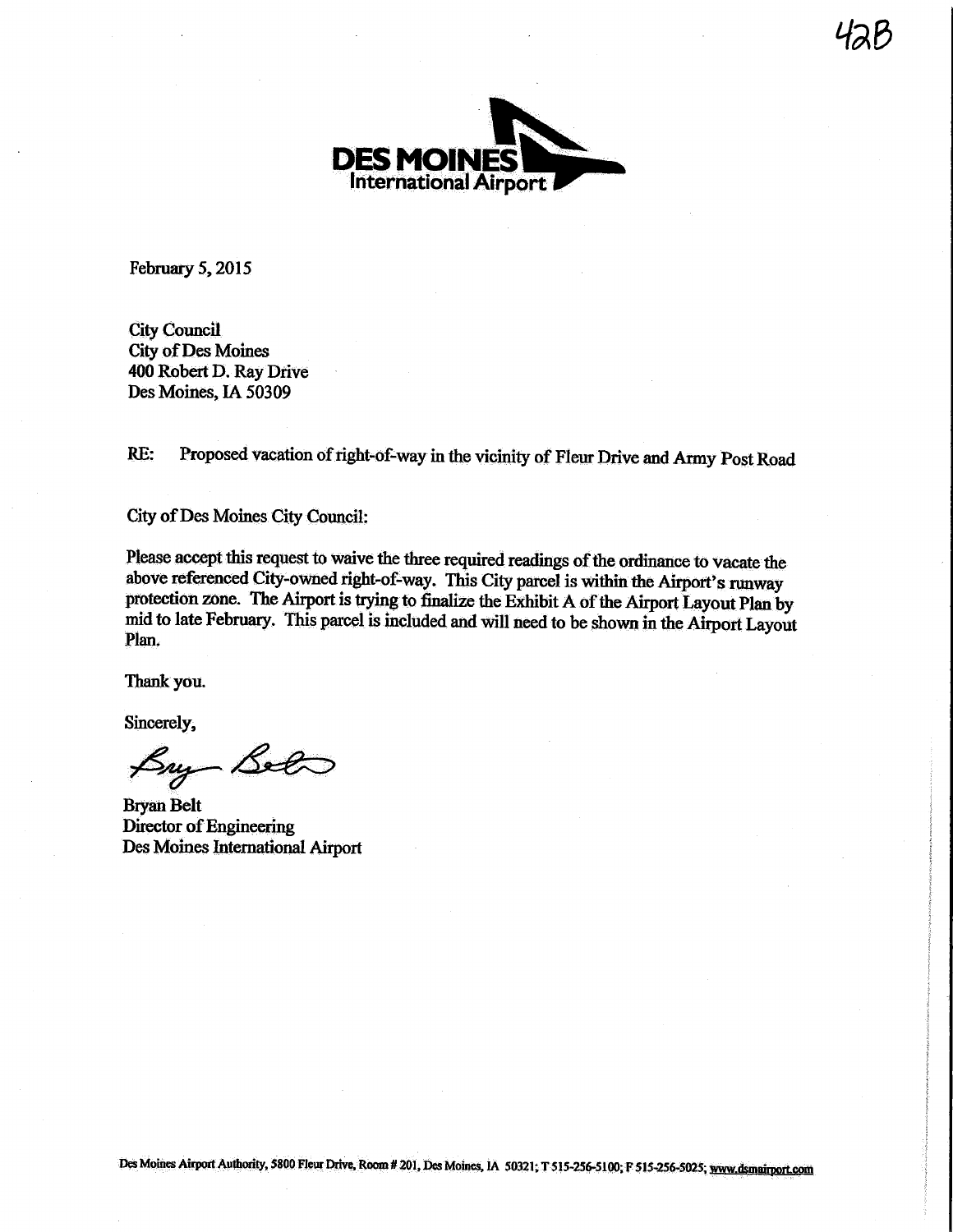42B

**DES MOINES**
**International Airport**

February 5, 2015

City Council
City of Des Moines
400 Robert D. Ray Drive
Des Moines, IA 50309

RE: Proposed vacation of right-of-way in the vicinity of Fleur Drive and Army Post Road

City of Des Moines City Council:

Please accept this request to waive the three required readings of the ordinance to vacate the above referenced City-owned right-of-way. This City parcel is within the Airport's runway protection zone. The Airport is trying to finalize the Exhibit A of the Airport Layout Plan by mid to late February. This parcel is included and will need to be shown in the Airport Layout Plan.

Thank you.

Sincerely,

Bryan Belt
Director of Engineering
Des Moines International Airport

Des Moines Airport Authority, 5800 Fleur Drive, Room # 201, Des Moines, IA 50321; T 515-256-5100; F 515-256-5025; www.dsmairport.com